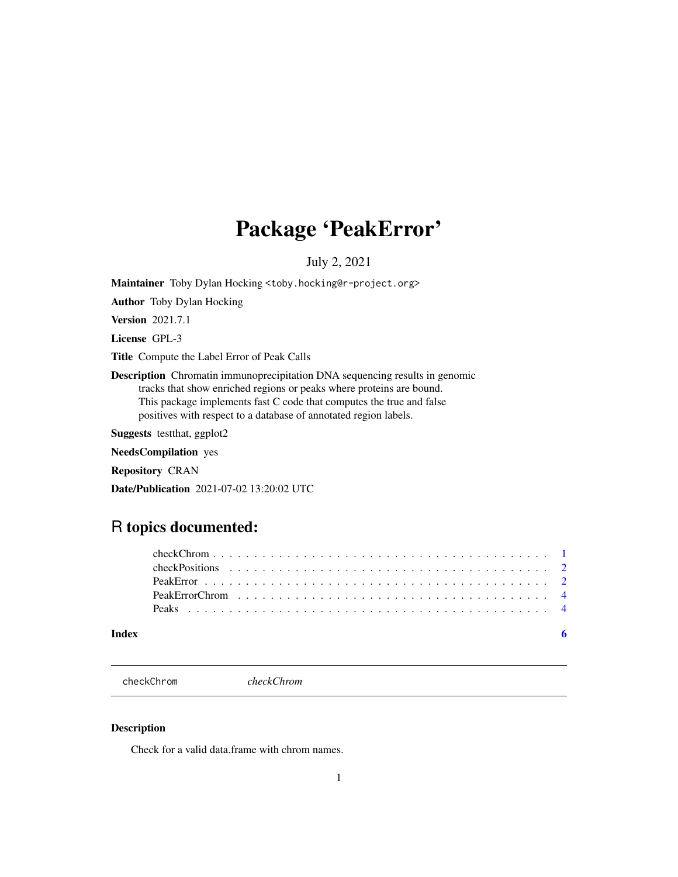# Package 'PeakError'

July 2, 2021

**Maintainer** Toby Dylan Hocking <toby.hocking@r-project.org>

**Author** Toby Dylan Hocking

**Version** 2021.7.1

**License** GPL-3

**Title** Compute the Label Error of Peak Calls

**Description** Chromatin immunoprecipitation DNA sequencing results in genomic tracks that show enriched regions or peaks where proteins are bound. This package implements fast C code that computes the true and false positives with respect to a database of annotated region labels.

**Suggests** testthat, ggplot2

**NeedsCompilation** yes

**Repository** CRAN

**Date/Publication** 2021-07-02 13:20:02 UTC

## R topics documented:

checkChrom . . . . . . . . . . . . . . . . . . . . . . . . . . . . . . . . . . . . . . . . 1
checkPositions . . . . . . . . . . . . . . . . . . . . . . . . . . . . . . . . . . . . . . . 2
PeakError . . . . . . . . . . . . . . . . . . . . . . . . . . . . . . . . . . . . . . . . . 2
PeakErrorChrom . . . . . . . . . . . . . . . . . . . . . . . . . . . . . . . . . . . . . . 4
Peaks . . . . . . . . . . . . . . . . . . . . . . . . . . . . . . . . . . . . . . . . . . . 4

**Index** **6**

---

`checkChrom` *checkChrom*

---

### Description

Check for a valid data.frame with chrom names.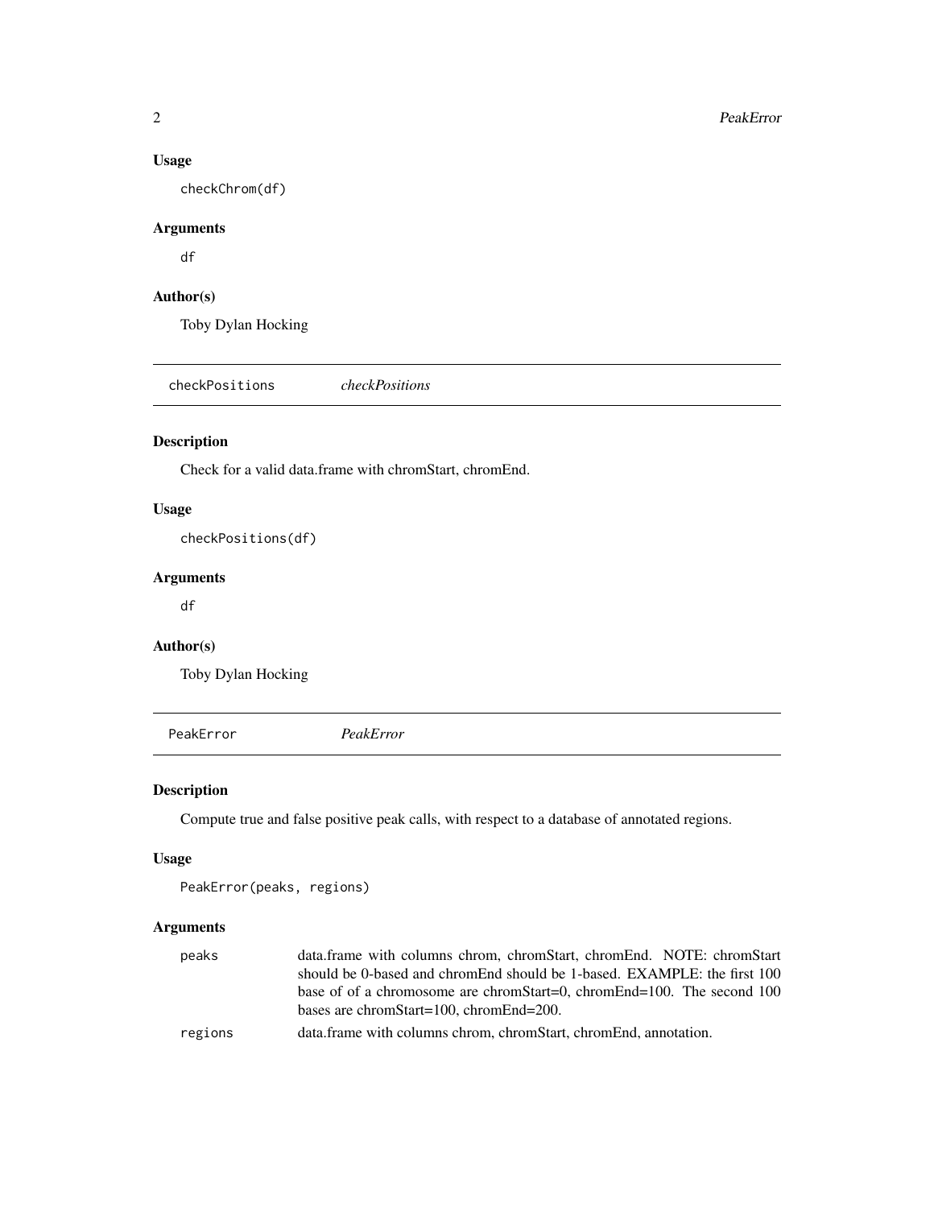### Usage

```
checkChrom(df)
```

### Arguments

df

### Author(s)

Toby Dylan Hocking

---

## checkPositions *checkPositions*

### Description

Check for a valid data.frame with chromStart, chromEnd.

### Usage

```
checkPositions(df)
```

### Arguments

df

### Author(s)

Toby Dylan Hocking

---

## PeakError *PeakError*

### Description

Compute true and false positive peak calls, with respect to a database of annotated regions.

### Usage

```
PeakError(peaks, regions)
```

### Arguments

| | |
|---|---|
| peaks | data.frame with columns chrom, chromStart, chromEnd. NOTE: chromStart should be 0-based and chromEnd should be 1-based. EXAMPLE: the first 100 base of of a chromosome are chromStart=0, chromEnd=100. The second 100 bases are chromStart=100, chromEnd=200. |
| regions | data.frame with columns chrom, chromStart, chromEnd, annotation. |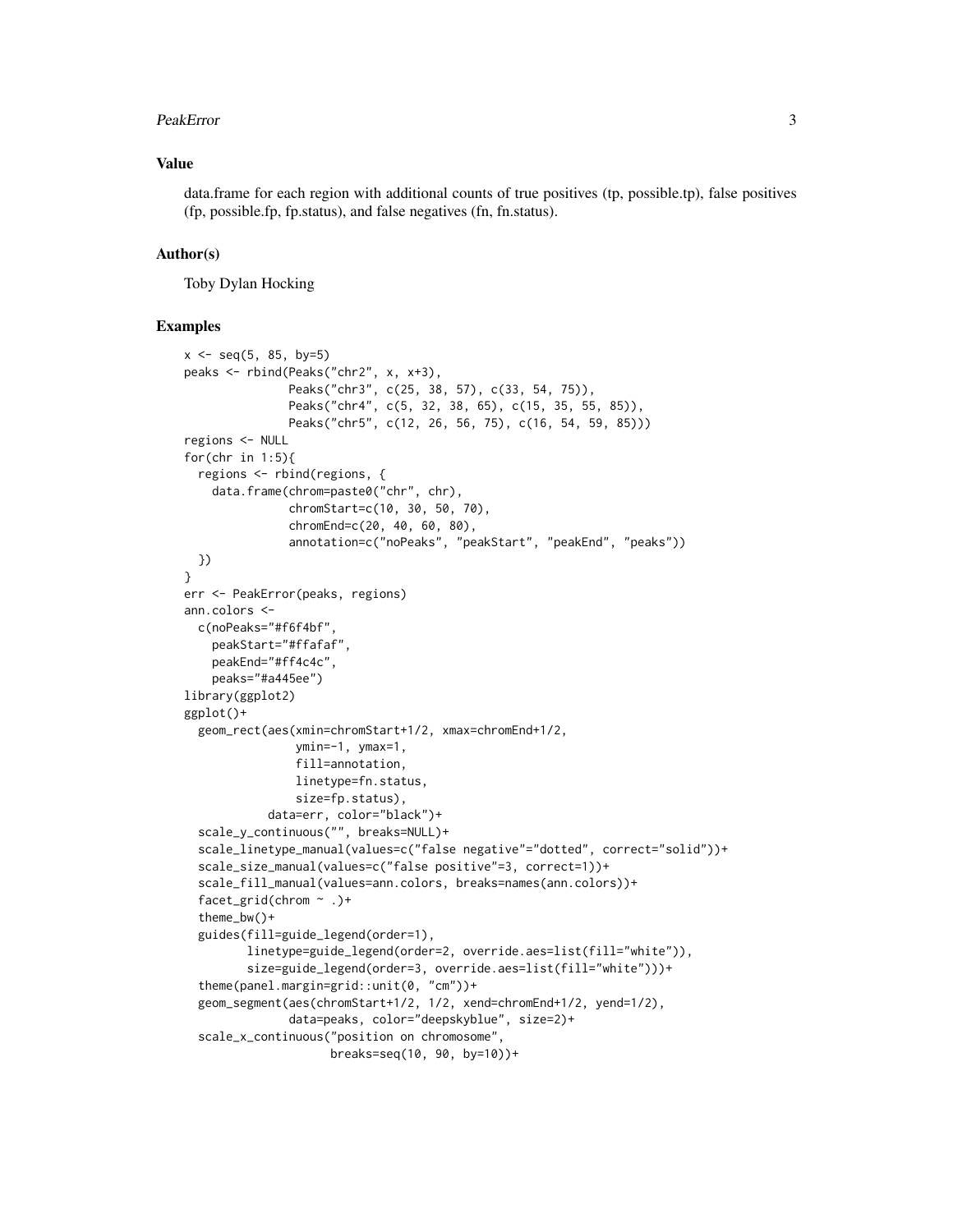## Value

data.frame for each region with additional counts of true positives (tp, possible.tp), false positives (fp, possible.fp, fp.status), and false negatives (fn, fn.status).

## Author(s)

Toby Dylan Hocking

## Examples

```
x <- seq(5, 85, by=5)
peaks <- rbind(Peaks("chr2", x, x+3),
               Peaks("chr3", c(25, 38, 57), c(33, 54, 75)),
               Peaks("chr4", c(5, 32, 38, 65), c(15, 35, 55, 85)),
               Peaks("chr5", c(12, 26, 56, 75), c(16, 54, 59, 85)))
regions <- NULL
for(chr in 1:5){
  regions <- rbind(regions, {
    data.frame(chrom=paste0("chr", chr),
               chromStart=c(10, 30, 50, 70),
               chromEnd=c(20, 40, 60, 80),
               annotation=c("noPeaks", "peakStart", "peakEnd", "peaks"))
  })
}
err <- PeakError(peaks, regions)
ann.colors <-
  c(noPeaks="#f6f4bf",
    peakStart="#ffafaf",
    peakEnd="#ff4c4c",
    peaks="#a445ee")
library(ggplot2)
ggplot()+
  geom_rect(aes(xmin=chromStart+1/2, xmax=chromEnd+1/2,
                ymin=-1, ymax=1,
                fill=annotation,
                linetype=fn.status,
                size=fp.status),
            data=err, color="black")+
  scale_y_continuous("", breaks=NULL)+
  scale_linetype_manual(values=c("false negative"="dotted", correct="solid"))+
  scale_size_manual(values=c("false positive"=3, correct=1))+
  scale_fill_manual(values=ann.colors, breaks=names(ann.colors))+
  facet_grid(chrom ~ .)+
  theme_bw()+
  guides(fill=guide_legend(order=1),
         linetype=guide_legend(order=2, override.aes=list(fill="white")),
         size=guide_legend(order=3, override.aes=list(fill="white")))+
  theme(panel.margin=grid::unit(0, "cm"))+
  geom_segment(aes(chromStart+1/2, 1/2, xend=chromEnd+1/2, yend=1/2),
               data=peaks, color="deepskyblue", size=2)+
  scale_x_continuous("position on chromosome",
                     breaks=seq(10, 90, by=10))+
```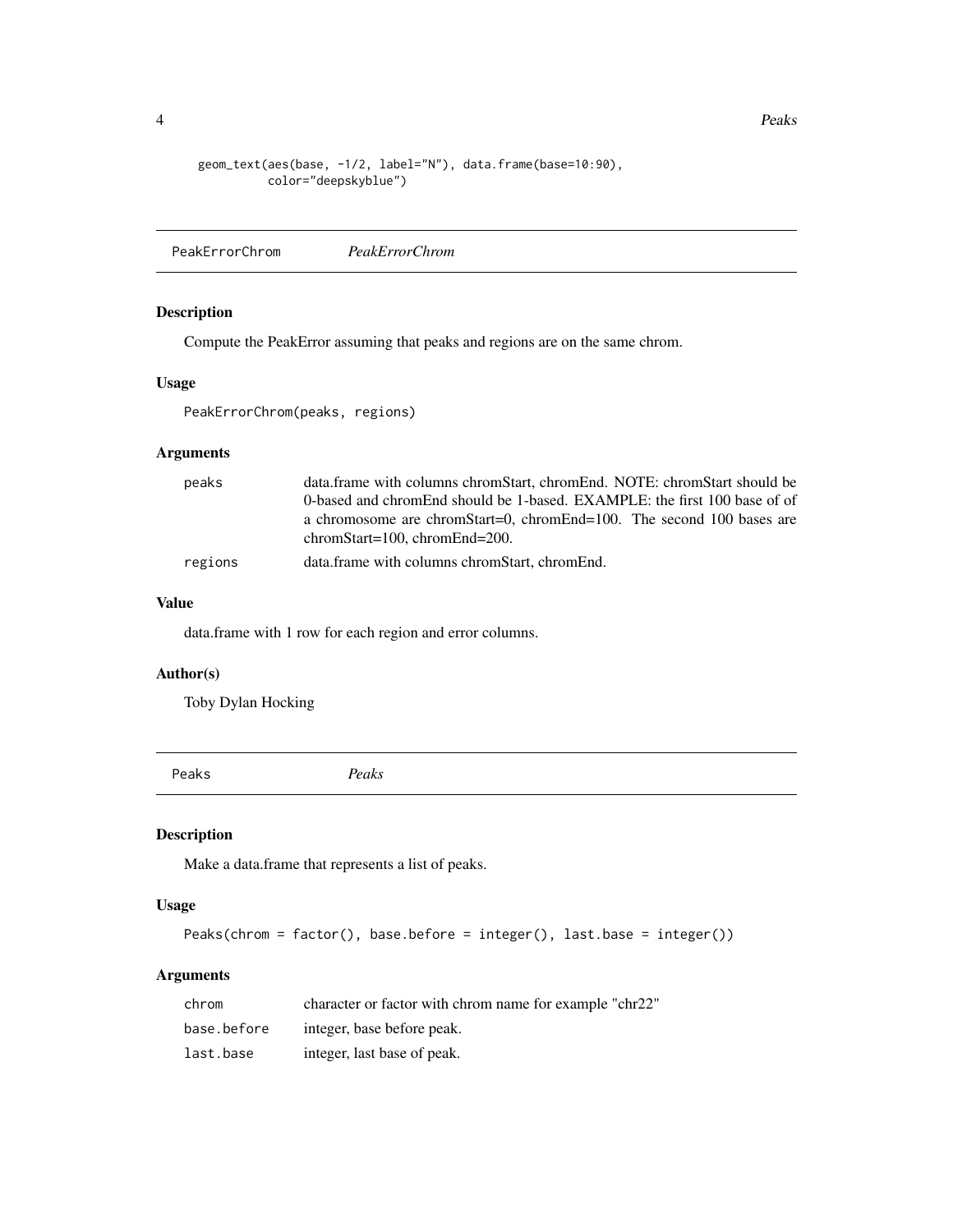```
geom_text(aes(base, -1/2, label="N"), data.frame(base=10:90),
          color="deepskyblue")
```

## PeakErrorChrom *PeakErrorChrom*

### Description

Compute the PeakError assuming that peaks and regions are on the same chrom.

### Usage

```
PeakErrorChrom(peaks, regions)
```

### Arguments

| | |
|---|---|
| peaks | data.frame with columns chromStart, chromEnd. NOTE: chromStart should be 0-based and chromEnd should be 1-based. EXAMPLE: the first 100 base of of a chromosome are chromStart=0, chromEnd=100. The second 100 bases are chromStart=100, chromEnd=200. |
| regions | data.frame with columns chromStart, chromEnd. |

### Value

data.frame with 1 row for each region and error columns.

### Author(s)

Toby Dylan Hocking

## Peaks *Peaks*

### Description

Make a data.frame that represents a list of peaks.

### Usage

```
Peaks(chrom = factor(), base.before = integer(), last.base = integer())
```

### Arguments

| | |
|---|---|
| chrom | character or factor with chrom name for example "chr22" |
| base.before | integer, base before peak. |
| last.base | integer, last base of peak. |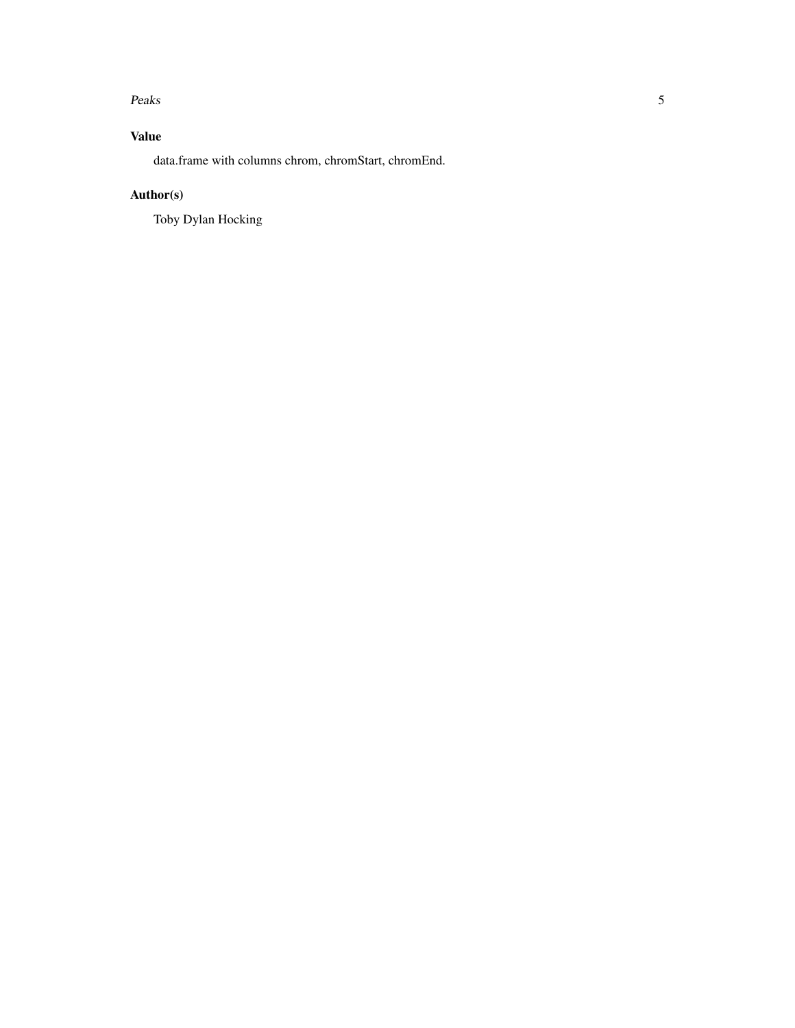### Value

data.frame with columns chrom, chromStart, chromEnd.

### Author(s)

Toby Dylan Hocking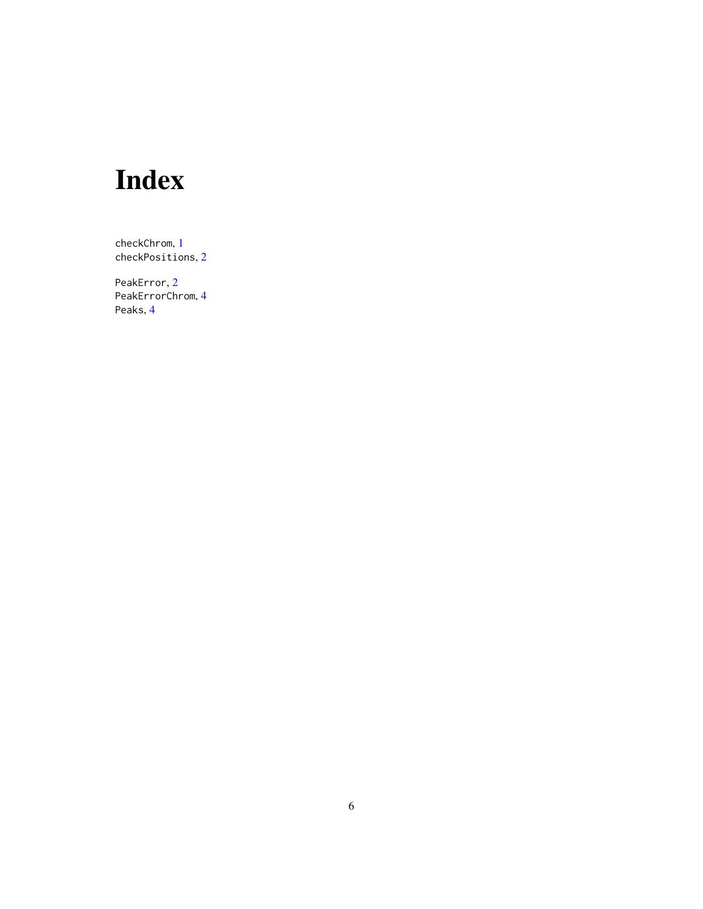# Index

checkChrom, 1
checkPositions, 2

PeakError, 2
PeakErrorChrom, 4
Peaks, 4